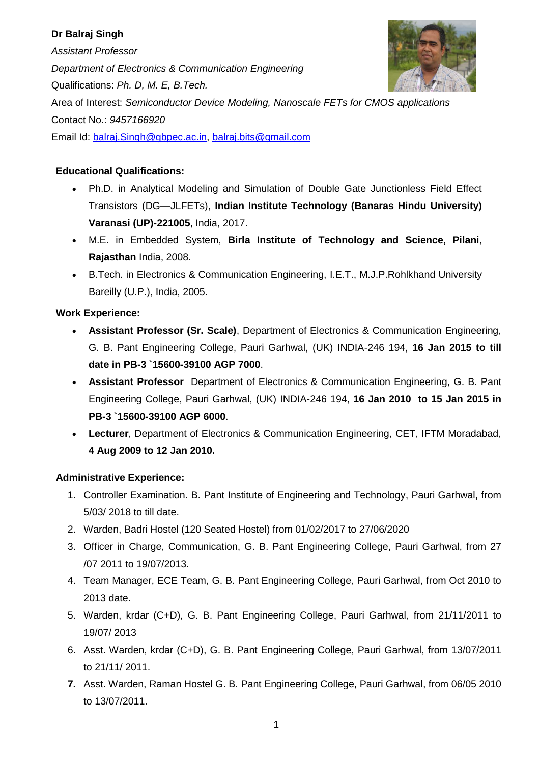**Dr Balraj Singh**

*Assistant Professor*

*Department of Electronics & Communication Engineering*

Qualifications: *Ph. D, M. E, B.Tech.*

Area of Interest: *Semiconductor Device Modeling, Nanoscale FETs for CMOS applications*

Contact No.: *9457166920*

Email Id: balraj.Singh@gbpec.ac.in, balraj.bits@gmail.com

**Educational Qualifications:**

- Ph.D. in Analytical Modeling and Simulation of Double Gate Junctionless Field Effect Transistors (DG—JLFETs), **Indian Institute Technology (Banaras Hindu University) Varanasi (UP)-221005**, India, 2017.
- M.E. in Embedded System, **Birla Institute of Technology and Science, Pilani**, **Rajasthan** India, 2008.
- B.Tech. in Electronics & Communication Engineering, I.E.T., M.J.P.Rohlkhand University Bareilly (U.P.), India, 2005.

**Work Experience:**

- **Assistant Professor (Sr. Scale)**, Department of Electronics & Communication Engineering, G. B. Pant Engineering College, Pauri Garhwal, (UK) INDIA-246 194, **16 Jan 2015 to till date in PB-3 `15600-39100 AGP 7000**.
- **Assistant Professor** Department of Electronics & Communication Engineering, G. B. Pant Engineering College, Pauri Garhwal, (UK) INDIA-246 194, **16 Jan 2010 to 15 Jan 2015 in PB-3 `15600-39100 AGP 6000**.
- **Lecturer**, Department of Electronics & Communication Engineering, CET, IFTM Moradabad, **4 Aug 2009 to 12 Jan 2010.**

**Administrative Experience:**

1. Controller Examination. B. Pant Institute of Engineering and Technology, Pauri Garhwal, from 5/03/ 2018 to till date.
2. Warden, Badri Hostel (120 Seated Hostel) from 01/02/2017 to 27/06/2020
3. Officer in Charge, Communication, G. B. Pant Engineering College, Pauri Garhwal, from 27 /07 2011 to 19/07/2013.
4. Team Manager, ECE Team, G. B. Pant Engineering College, Pauri Garhwal, from Oct 2010 to 2013 date.
5. Warden, krdar (C+D), G. B. Pant Engineering College, Pauri Garhwal, from 21/11/2011 to 19/07/ 2013
6. Asst. Warden, krdar (C+D), G. B. Pant Engineering College, Pauri Garhwal, from 13/07/2011 to 21/11/ 2011.
7. Asst. Warden, Raman Hostel G. B. Pant Engineering College, Pauri Garhwal, from 06/05 2010 to 13/07/2011.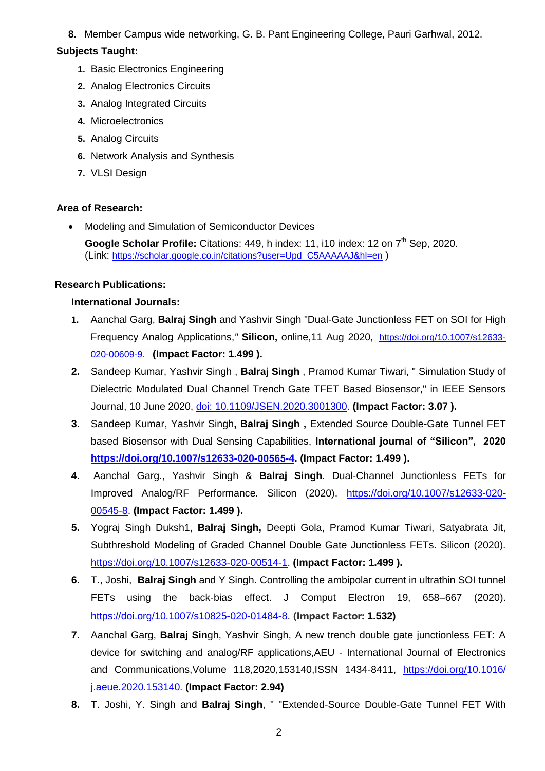8. Member Campus wide networking, G. B. Pant Engineering College, Pauri Garhwal, 2012.

**Subjects Taught:**

1. Basic Electronics Engineering
2. Analog Electronics Circuits
3. Analog Integrated Circuits
4. Microelectronics
5. Analog Circuits
6. Network Analysis and Synthesis
7. VLSI Design

**Area of Research:**

- Modeling and Simulation of Semiconductor Devices

  **Google Scholar Profile:** Citations: 449, h index: 11, i10 index: 12 on 7th Sep, 2020.
  (Link: https://scholar.google.co.in/citations?user=Upd_C5AAAAAJ&hl=en )

**Research Publications:**

**International Journals:**

1. Aanchal Garg, **Balraj Singh** and Yashvir Singh "Dual-Gate Junctionless FET on SOI for High Frequency Analog Applications," **Silicon,** online,11 Aug 2020, https://doi.org/10.1007/s12633-020-00609-9. **(Impact Factor: 1.499 ).**
2. Sandeep Kumar, Yashvir Singh , **Balraj Singh** , Pramod Kumar Tiwari, " Simulation Study of Dielectric Modulated Dual Channel Trench Gate TFET Based Biosensor," in IEEE Sensors Journal, 10 June 2020, doi: 10.1109/JSEN.2020.3001300. **(Impact Factor: 3.07 ).**
3. Sandeep Kumar, Yashvir Singh**, Balraj Singh ,** Extended Source Double-Gate Tunnel FET based Biosensor with Dual Sensing Capabilities, **International journal of "Silicon", 2020** **https://doi.org/10.1007/s12633-020-00565-4. (Impact Factor: 1.499 ).**
4. Aanchal Garg., Yashvir Singh & **Balraj Singh**. Dual-Channel Junctionless FETs for Improved Analog/RF Performance. Silicon (2020). https://doi.org/10.1007/s12633-020-00545-8. **(Impact Factor: 1.499 ).**
5. Yograj Singh Duksh1, **Balraj Singh,** Deepti Gola, Pramod Kumar Tiwari, Satyabrata Jit, Subthreshold Modeling of Graded Channel Double Gate Junctionless FETs. Silicon (2020). https://doi.org/10.1007/s12633-020-00514-1. **(Impact Factor: 1.499 ).**
6. T., Joshi, **Balraj Singh** and Y Singh. Controlling the ambipolar current in ultrathin SOI tunnel FETs using the back-bias effect. J Comput Electron 19, 658–667 (2020). https://doi.org/10.1007/s10825-020-01484-8. **(Impact Factor: 1.532)**
7. Aanchal Garg, **Balraj Sin**gh, Yashvir Singh, A new trench double gate junctionless FET: A device for switching and analog/RF applications,AEU - International Journal of Electronics and Communications,Volume 118,2020,153140,ISSN 1434-8411, https://doi.org/10.1016/j.aeue.2020.153140. **(Impact Factor: 2.94)**
8. T. Joshi, Y. Singh and **Balraj Singh**, " "Extended-Source Double-Gate Tunnel FET With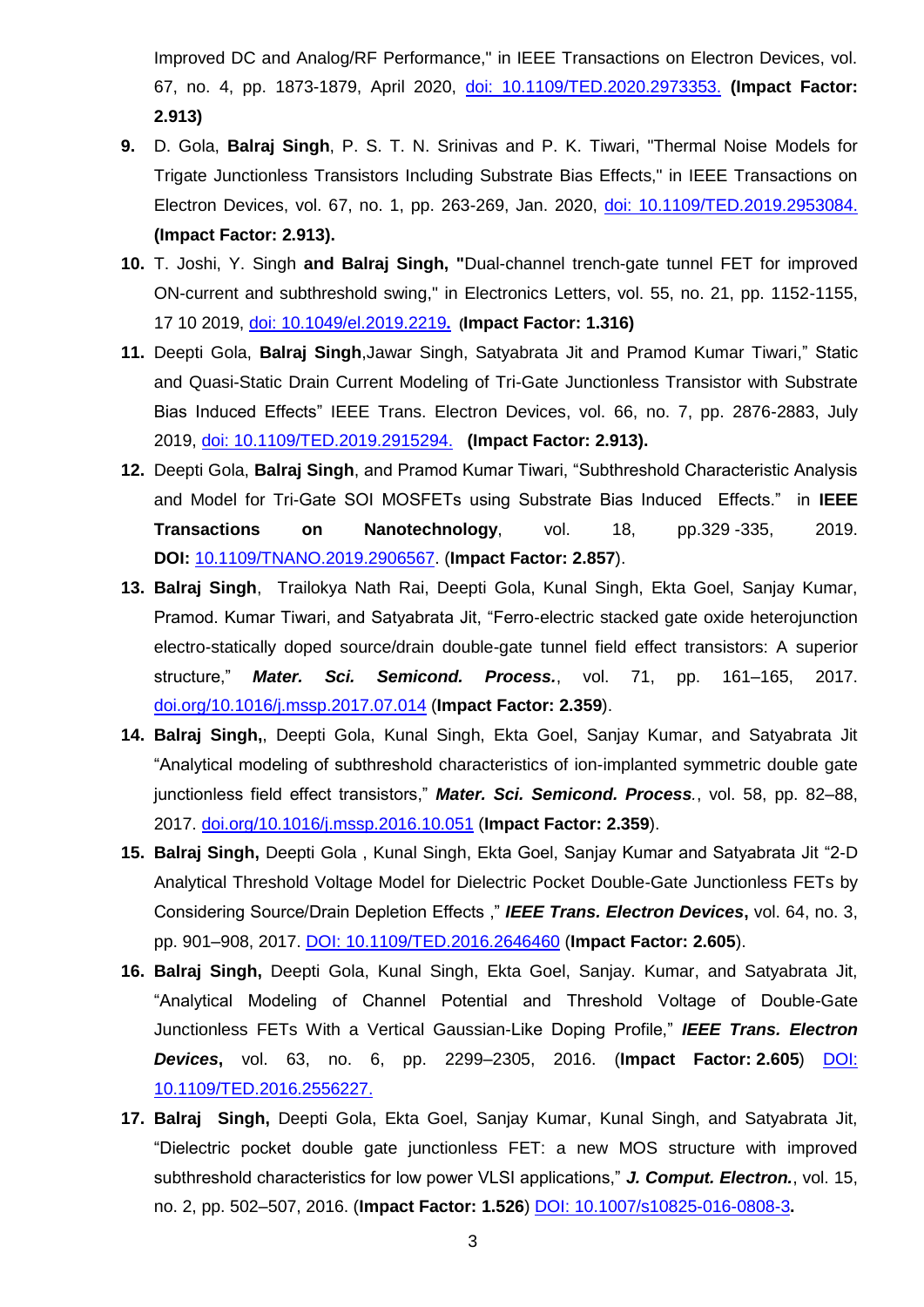Improved DC and Analog/RF Performance," in IEEE Transactions on Electron Devices, vol. 67, no. 4, pp. 1873-1879, April 2020, [doi: 10.1109/TED.2020.2973353.](https://doi.org/10.1109/TED.2020.2973353) **(Impact Factor: 2.913)**

9. D. Gola, **Balraj Singh**, P. S. T. N. Srinivas and P. K. Tiwari, "Thermal Noise Models for Trigate Junctionless Transistors Including Substrate Bias Effects," in IEEE Transactions on Electron Devices, vol. 67, no. 1, pp. 263-269, Jan. 2020, [doi: 10.1109/TED.2019.2953084.](https://doi.org/10.1109/TED.2019.2953084) **(Impact Factor: 2.913).**
10. T. Joshi, Y. Singh **and Balraj Singh, "**Dual-channel trench-gate tunnel FET for improved ON-current and subthreshold swing," in Electronics Letters, vol. 55, no. 21, pp. 1152-1155, 17 10 2019, [doi: 10.1049/el.2019.2219](https://doi.org/10.1049/el.2019.2219)**.** (**Impact Factor: 1.316)**
11. Deepti Gola, **Balraj Singh**,Jawar Singh, Satyabrata Jit and Pramod Kumar Tiwari," Static and Quasi-Static Drain Current Modeling of Tri-Gate Junctionless Transistor with Substrate Bias Induced Effects" IEEE Trans. Electron Devices, vol. 66, no. 7, pp. 2876-2883, July 2019, [doi: 10.1109/TED.2019.2915294.](https://doi.org/10.1109/TED.2019.2915294) **(Impact Factor: 2.913).**
12. Deepti Gola, **Balraj Singh**, and Pramod Kumar Tiwari, "Subthreshold Characteristic Analysis and Model for Tri-Gate SOI MOSFETs using Substrate Bias Induced Effects." in **IEEE Transactions on Nanotechnology**, vol. 18, pp.329 -335, 2019. **DOI:** [10.1109/TNANO.2019.2906567](https://doi.org/10.1109/TNANO.2019.2906567). (**Impact Factor: 2.857**).
13. **Balraj Singh**, Trailokya Nath Rai, Deepti Gola, Kunal Singh, Ekta Goel, Sanjay Kumar, Pramod. Kumar Tiwari, and Satyabrata Jit, "Ferro-electric stacked gate oxide heterojunction electro-statically doped source/drain double-gate tunnel field effect transistors: A superior structure," ***Mater. Sci. Semicond. Process.***, vol. 71, pp. 161–165, 2017. [doi.org/10.1016/j.mssp.2017.07.014](https://doi.org/10.1016/j.mssp.2017.07.014) (**Impact Factor: 2.359**).
14. **Balraj Singh,**, Deepti Gola, Kunal Singh, Ekta Goel, Sanjay Kumar, and Satyabrata Jit "Analytical modeling of subthreshold characteristics of ion-implanted symmetric double gate junctionless field effect transistors," ***Mater. Sci. Semicond. Process***., vol. 58, pp. 82–88, 2017. [doi.org/10.1016/j.mssp.2016.10.051](https://doi.org/10.1016/j.mssp.2016.10.051) (**Impact Factor: 2.359**).
15. **Balraj Singh,** Deepti Gola , Kunal Singh, Ekta Goel, Sanjay Kumar and Satyabrata Jit "2-D Analytical Threshold Voltage Model for Dielectric Pocket Double-Gate Junctionless FETs by Considering Source/Drain Depletion Effects ," ***IEEE Trans. Electron Devices*****,** vol. 64, no. 3, pp. 901–908, 2017. [DOI: 10.1109/TED.2016.2646460](https://doi.org/10.1109/TED.2016.2646460) (**Impact Factor: 2.605**).
16. **Balraj Singh,** Deepti Gola, Kunal Singh, Ekta Goel, Sanjay. Kumar, and Satyabrata Jit, "Analytical Modeling of Channel Potential and Threshold Voltage of Double-Gate Junctionless FETs With a Vertical Gaussian-Like Doping Profile," ***IEEE Trans. Electron Devices*****,** vol. 63, no. 6, pp. 2299–2305, 2016. (**Impact Factor: 2.605**) [DOI: 10.1109/TED.2016.2556227.](https://doi.org/10.1109/TED.2016.2556227)
17. **Balraj Singh,** Deepti Gola, Ekta Goel, Sanjay Kumar, Kunal Singh, and Satyabrata Jit, "Dielectric pocket double gate junctionless FET: a new MOS structure with improved subthreshold characteristics for low power VLSI applications," ***J. Comput. Electron.***, vol. 15, no. 2, pp. 502–507, 2016. (**Impact Factor: 1.526**) [DOI: 10.1007/s10825-016-0808-3](https://doi.org/10.1007/s10825-016-0808-3)**.**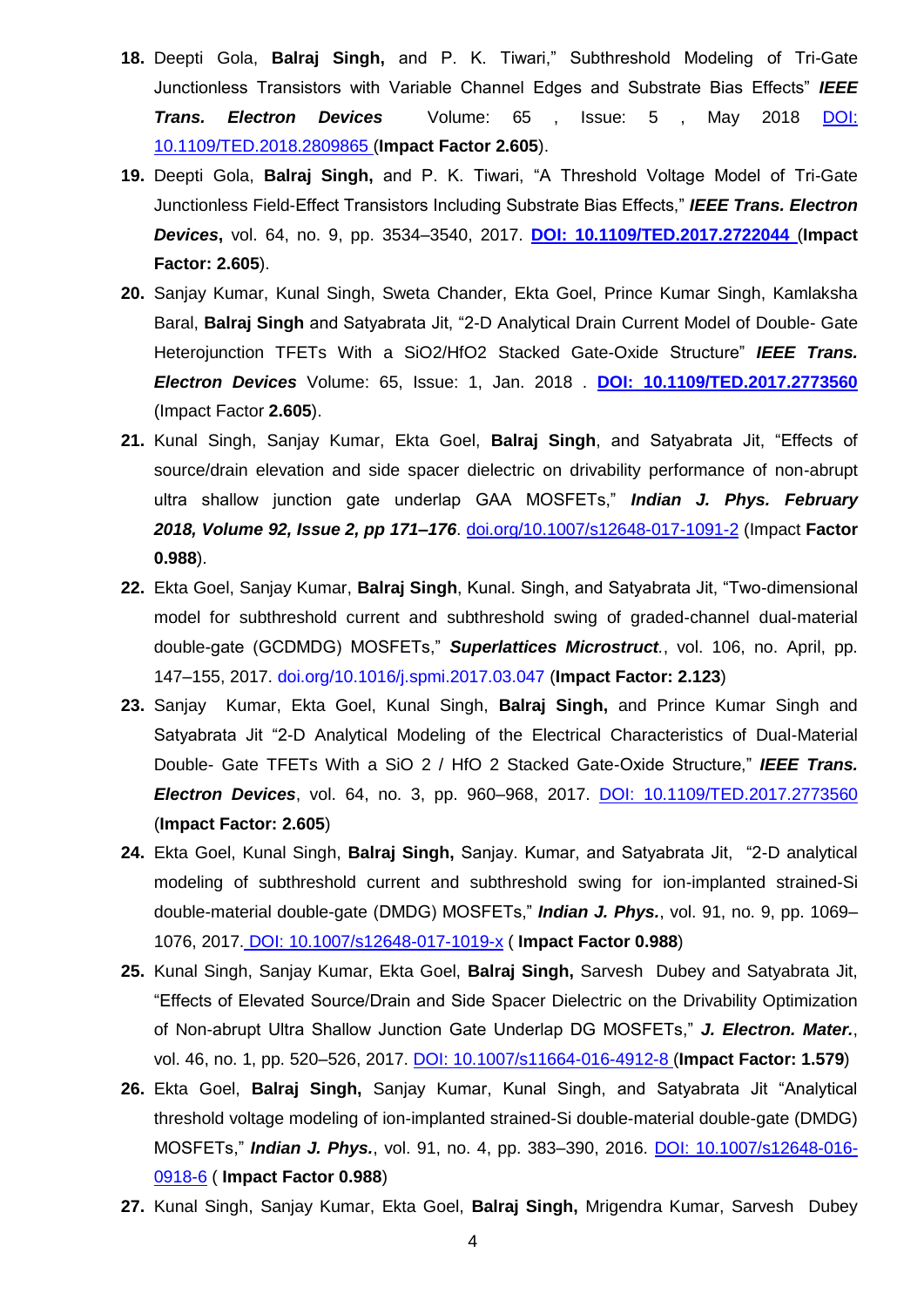18. Deepti Gola, **Balraj Singh,** and P. K. Tiwari," Subthreshold Modeling of Tri-Gate Junctionless Transistors with Variable Channel Edges and Substrate Bias Effects" ***IEEE Trans. Electron Devices*** Volume: 65 , Issue: 5 , May 2018 [DOI: 10.1109/TED.2018.2809865](https://doi.org/10.1109/TED.2018.2809865) (**Impact Factor 2.605**).
19. Deepti Gola, **Balraj Singh,** and P. K. Tiwari, "A Threshold Voltage Model of Tri-Gate Junctionless Field-Effect Transistors Including Substrate Bias Effects," ***IEEE Trans. Electron Devices***, vol. 64, no. 9, pp. 3534–3540, 2017. [**DOI: 10.1109/TED.2017.2722044**](https://doi.org/10.1109/TED.2017.2722044) (**Impact Factor: 2.605**).
20. Sanjay Kumar, Kunal Singh, Sweta Chander, Ekta Goel, Prince Kumar Singh, Kamlaksha Baral, **Balraj Singh** and Satyabrata Jit, "2-D Analytical Drain Current Model of Double- Gate Heterojunction TFETs With a SiO2/HfO2 Stacked Gate-Oxide Structure" ***IEEE Trans. Electron Devices*** Volume: 65, Issue: 1, Jan. 2018 . [**DOI: 10.1109/TED.2017.2773560**](https://doi.org/10.1109/TED.2017.2773560) (Impact Factor **2.605**).
21. Kunal Singh, Sanjay Kumar, Ekta Goel, **Balraj Singh**, and Satyabrata Jit, "Effects of source/drain elevation and side spacer dielectric on drivability performance of non-abrupt ultra shallow junction gate underlap GAA MOSFETs," ***Indian J. Phys. February 2018, Volume 92, Issue 2, pp 171–176***. [doi.org/10.1007/s12648-017-1091-2](https://doi.org/10.1007/s12648-017-1091-2) (Impact **Factor 0.988**).
22. Ekta Goel, Sanjay Kumar, **Balraj Singh**, Kunal. Singh, and Satyabrata Jit, "Two-dimensional model for subthreshold current and subthreshold swing of graded-channel dual-material double-gate (GCDMDG) MOSFETs," ***Superlattices Microstruct***., vol. 106, no. April, pp. 147–155, 2017. doi.org/10.1016/j.spmi.2017.03.047 (**Impact Factor: 2.123**)
23. Sanjay Kumar, Ekta Goel, Kunal Singh, **Balraj Singh,** and Prince Kumar Singh and Satyabrata Jit "2-D Analytical Modeling of the Electrical Characteristics of Dual-Material Double- Gate TFETs With a SiO 2 / HfO 2 Stacked Gate-Oxide Structure," ***IEEE Trans. Electron Devices***, vol. 64, no. 3, pp. 960–968, 2017. [DOI: 10.1109/TED.2017.2773560](https://doi.org/10.1109/TED.2017.2773560) (**Impact Factor: 2.605**)
24. Ekta Goel, Kunal Singh, **Balraj Singh,** Sanjay. Kumar, and Satyabrata Jit, "2-D analytical modeling of subthreshold current and subthreshold swing for ion-implanted strained-Si double-material double-gate (DMDG) MOSFETs," ***Indian J. Phys.***, vol. 91, no. 9, pp. 1069–1076, 2017. [DOI: 10.1007/s12648-017-1019-x](https://doi.org/10.1007/s12648-017-1019-x) ( **Impact Factor 0.988**)
25. Kunal Singh, Sanjay Kumar, Ekta Goel, **Balraj Singh,** Sarvesh Dubey and Satyabrata Jit, "Effects of Elevated Source/Drain and Side Spacer Dielectric on the Drivability Optimization of Non-abrupt Ultra Shallow Junction Gate Underlap DG MOSFETs," ***J. Electron. Mater.***, vol. 46, no. 1, pp. 520–526, 2017. [DOI: 10.1007/s11664-016-4912-8](https://doi.org/10.1007/s11664-016-4912-8) (**Impact Factor: 1.579**)
26. Ekta Goel, **Balraj Singh,** Sanjay Kumar, Kunal Singh, and Satyabrata Jit "Analytical threshold voltage modeling of ion-implanted strained-Si double-material double-gate (DMDG) MOSFETs," ***Indian J. Phys.***, vol. 91, no. 4, pp. 383–390, 2016. [DOI: 10.1007/s12648-016-0918-6](https://doi.org/10.1007/s12648-016-0918-6) ( **Impact Factor 0.988**)
27. Kunal Singh, Sanjay Kumar, Ekta Goel, **Balraj Singh,** Mrigendra Kumar, Sarvesh Dubey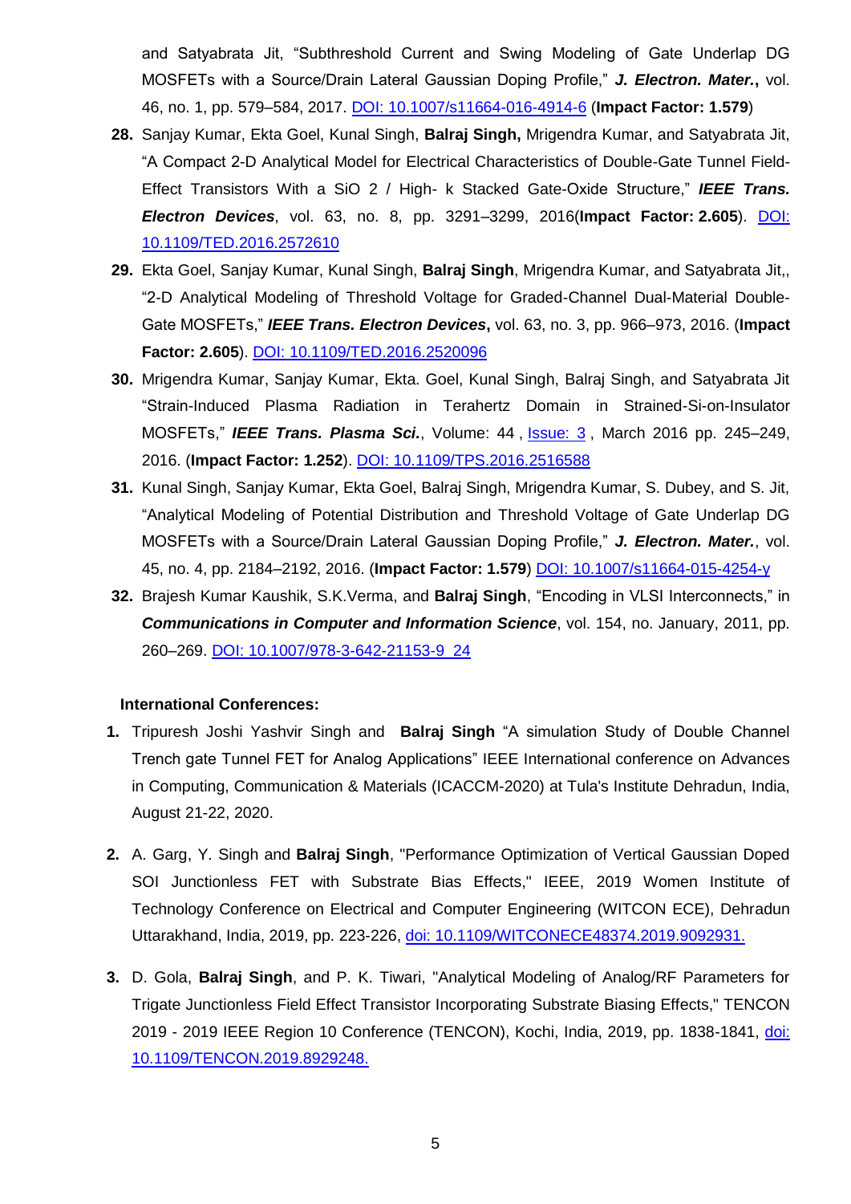and Satyabrata Jit, "Subthreshold Current and Swing Modeling of Gate Underlap DG MOSFETs with a Source/Drain Lateral Gaussian Doping Profile," ***J. Electron. Mater.*****,** vol. 46, no. 1, pp. 579–584, 2017. DOI: 10.1007/s11664-016-4914-6 (**Impact Factor: 1.579**)

28. Sanjay Kumar, Ekta Goel, Kunal Singh, **Balraj Singh,** Mrigendra Kumar, and Satyabrata Jit, "A Compact 2-D Analytical Model for Electrical Characteristics of Double-Gate Tunnel Field-Effect Transistors With a SiO 2 / High- k Stacked Gate-Oxide Structure," ***IEEE Trans. Electron Devices***, vol. 63, no. 8, pp. 3291–3299, 2016(**Impact Factor: 2.605**). DOI: 10.1109/TED.2016.2572610
29. Ekta Goel, Sanjay Kumar, Kunal Singh, **Balraj Singh**, Mrigendra Kumar, and Satyabrata Jit,, "2-D Analytical Modeling of Threshold Voltage for Graded-Channel Dual-Material Double-Gate MOSFETs," ***IEEE Trans. Electron Devices*****,** vol. 63, no. 3, pp. 966–973, 2016. (**Impact Factor: 2.605**). DOI: 10.1109/TED.2016.2520096
30. Mrigendra Kumar, Sanjay Kumar, Ekta. Goel, Kunal Singh, Balraj Singh, and Satyabrata Jit "Strain-Induced Plasma Radiation in Terahertz Domain in Strained-Si-on-Insulator MOSFETs," ***IEEE Trans. Plasma Sci.***, Volume: 44 , Issue: 3 , March 2016 pp. 245–249, 2016. (**Impact Factor: 1.252**). DOI: 10.1109/TPS.2016.2516588
31. Kunal Singh, Sanjay Kumar, Ekta Goel, Balraj Singh, Mrigendra Kumar, S. Dubey, and S. Jit, "Analytical Modeling of Potential Distribution and Threshold Voltage of Gate Underlap DG MOSFETs with a Source/Drain Lateral Gaussian Doping Profile," ***J. Electron. Mater.***, vol. 45, no. 4, pp. 2184–2192, 2016. (**Impact Factor: 1.579**) DOI: 10.1007/s11664-015-4254-y
32. Brajesh Kumar Kaushik, S.K.Verma, and **Balraj Singh**, "Encoding in VLSI Interconnects," in ***Communications in Computer and Information Science***, vol. 154, no. January, 2011, pp. 260–269. DOI: 10.1007/978-3-642-21153-9_24

**International Conferences:**

1. Tripuresh Joshi Yashvir Singh and **Balraj Singh** "A simulation Study of Double Channel Trench gate Tunnel FET for Analog Applications" IEEE International conference on Advances in Computing, Communication & Materials (ICACCM-2020) at Tula's Institute Dehradun, India, August 21-22, 2020.

2. A. Garg, Y. Singh and **Balraj Singh**, "Performance Optimization of Vertical Gaussian Doped SOI Junctionless FET with Substrate Bias Effects," IEEE, 2019 Women Institute of Technology Conference on Electrical and Computer Engineering (WITCON ECE), Dehradun Uttarakhand, India, 2019, pp. 223-226, doi: 10.1109/WITCONECE48374.2019.9092931.

3. D. Gola, **Balraj Singh**, and P. K. Tiwari, "Analytical Modeling of Analog/RF Parameters for Trigate Junctionless Field Effect Transistor Incorporating Substrate Biasing Effects," TENCON 2019 - 2019 IEEE Region 10 Conference (TENCON), Kochi, India, 2019, pp. 1838-1841, doi: 10.1109/TENCON.2019.8929248.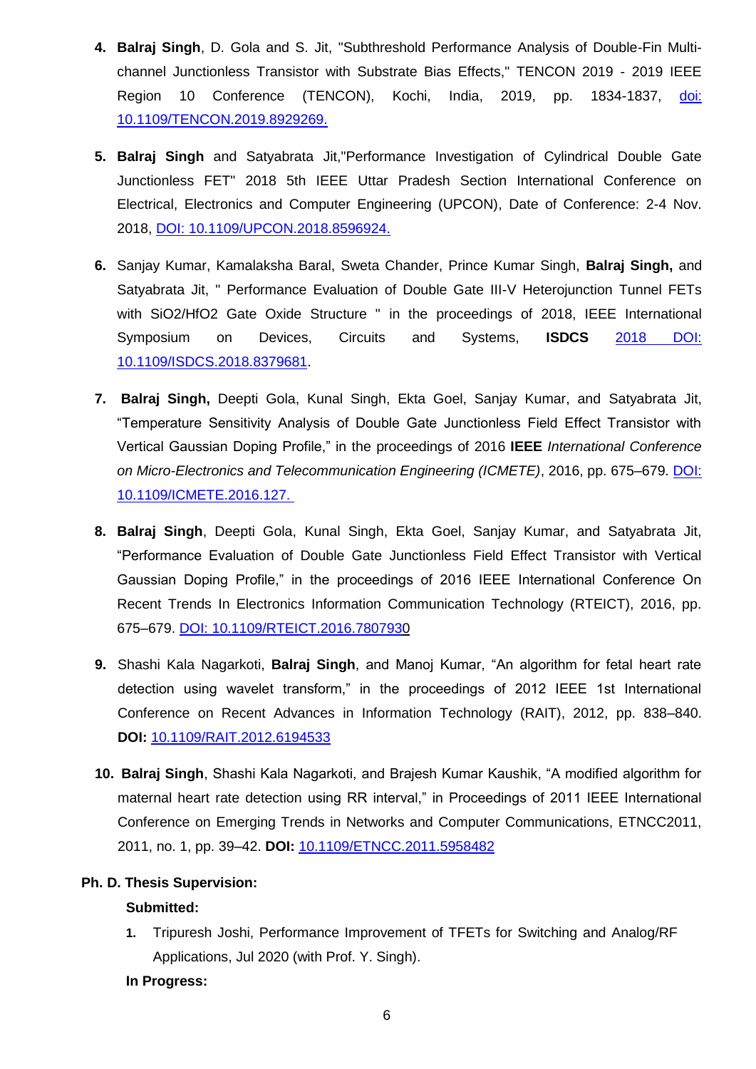4. **Balraj Singh**, D. Gola and S. Jit, "Subthreshold Performance Analysis of Double-Fin Multi-channel Junctionless Transistor with Substrate Bias Effects," TENCON 2019 - 2019 IEEE Region 10 Conference (TENCON), Kochi, India, 2019, pp. 1834-1837, doi: 10.1109/TENCON.2019.8929269.

5. **Balraj Singh** and Satyabrata Jit,"Performance Investigation of Cylindrical Double Gate Junctionless FET" 2018 5th IEEE Uttar Pradesh Section International Conference on Electrical, Electronics and Computer Engineering (UPCON), Date of Conference: 2-4 Nov. 2018, DOI: 10.1109/UPCON.2018.8596924.

6. Sanjay Kumar, Kamalaksha Baral, Sweta Chander, Prince Kumar Singh, **Balraj Singh,** and Satyabrata Jit, " Performance Evaluation of Double Gate III-V Heterojunction Tunnel FETs with SiO2/HfO2 Gate Oxide Structure " in the proceedings of 2018, IEEE International Symposium on Devices, Circuits and Systems, **ISDCS** 2018 DOI: 10.1109/ISDCS.2018.8379681.

7. **Balraj Singh,** Deepti Gola, Kunal Singh, Ekta Goel, Sanjay Kumar, and Satyabrata Jit, "Temperature Sensitivity Analysis of Double Gate Junctionless Field Effect Transistor with Vertical Gaussian Doping Profile," in the proceedings of 2016 **IEEE** *International Conference on Micro-Electronics and Telecommunication Engineering (ICMETE)*, 2016, pp. 675–679. DOI: 10.1109/ICMETE.2016.127.

8. **Balraj Singh**, Deepti Gola, Kunal Singh, Ekta Goel, Sanjay Kumar, and Satyabrata Jit, "Performance Evaluation of Double Gate Junctionless Field Effect Transistor with Vertical Gaussian Doping Profile," in the proceedings of 2016 IEEE International Conference On Recent Trends In Electronics Information Communication Technology (RTEICT), 2016, pp. 675–679. DOI: 10.1109/RTEICT.2016.7807930

9. Shashi Kala Nagarkoti, **Balraj Singh**, and Manoj Kumar, "An algorithm for fetal heart rate detection using wavelet transform," in the proceedings of 2012 IEEE 1st International Conference on Recent Advances in Information Technology (RAIT), 2012, pp. 838–840. **DOI:** 10.1109/RAIT.2012.6194533

10. **Balraj Singh**, Shashi Kala Nagarkoti, and Brajesh Kumar Kaushik, "A modified algorithm for maternal heart rate detection using RR interval," in Proceedings of 2011 IEEE International Conference on Emerging Trends in Networks and Computer Communications, ETNCC2011, 2011, no. 1, pp. 39–42. **DOI:** 10.1109/ETNCC.2011.5958482

**Ph. D. Thesis Supervision:**

**Submitted:**

1. Tripuresh Joshi, Performance Improvement of TFETs for Switching and Analog/RF Applications, Jul 2020 (with Prof. Y. Singh).

**In Progress:**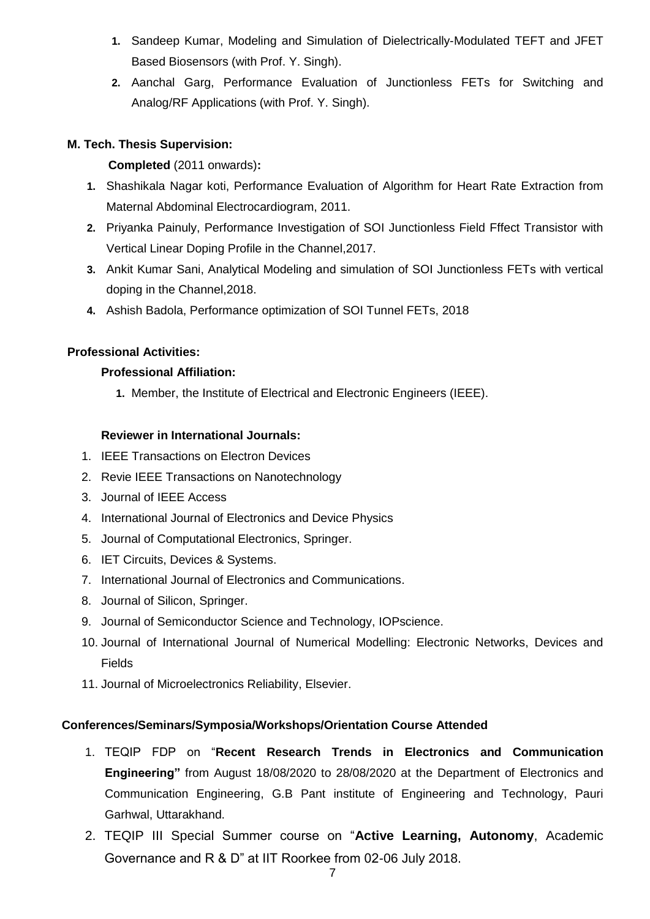1. Sandeep Kumar, Modeling and Simulation of Dielectrically-Modulated TEFT and JFET Based Biosensors (with Prof. Y. Singh).
2. Aanchal Garg, Performance Evaluation of Junctionless FETs for Switching and Analog/RF Applications (with Prof. Y. Singh).

**M. Tech. Thesis Supervision:**

**Completed** (2011 onwards)**:**

1. Shashikala Nagar koti, Performance Evaluation of Algorithm for Heart Rate Extraction from Maternal Abdominal Electrocardiogram, 2011.
2. Priyanka Painuly, Performance Investigation of SOI Junctionless Field Fffect Transistor with Vertical Linear Doping Profile in the Channel,2017.
3. Ankit Kumar Sani, Analytical Modeling and simulation of SOI Junctionless FETs with vertical doping in the Channel,2018.
4. Ashish Badola, Performance optimization of SOI Tunnel FETs, 2018

**Professional Activities:**

**Professional Affiliation:**

1. Member, the Institute of Electrical and Electronic Engineers (IEEE).

**Reviewer in International Journals:**

1. IEEE Transactions on Electron Devices
2. Revie IEEE Transactions on Nanotechnology
3. Journal of IEEE Access
4. International Journal of Electronics and Device Physics
5. Journal of Computational Electronics, Springer.
6. IET Circuits, Devices & Systems.
7. International Journal of Electronics and Communications.
8. Journal of Silicon, Springer.
9. Journal of Semiconductor Science and Technology, IOPscience.
10. Journal of International Journal of Numerical Modelling: Electronic Networks, Devices and Fields
11. Journal of Microelectronics Reliability, Elsevier.

**Conferences/Seminars/Symposia/Workshops/Orientation Course Attended**

1. TEQIP FDP on "**Recent Research Trends in Electronics and Communication Engineering"** from August 18/08/2020 to 28/08/2020 at the Department of Electronics and Communication Engineering, G.B Pant institute of Engineering and Technology, Pauri Garhwal, Uttarakhand.
2. TEQIP III Special Summer course on "**Active Learning, Autonomy**, Academic Governance and R & D" at IIT Roorkee from 02-06 July 2018.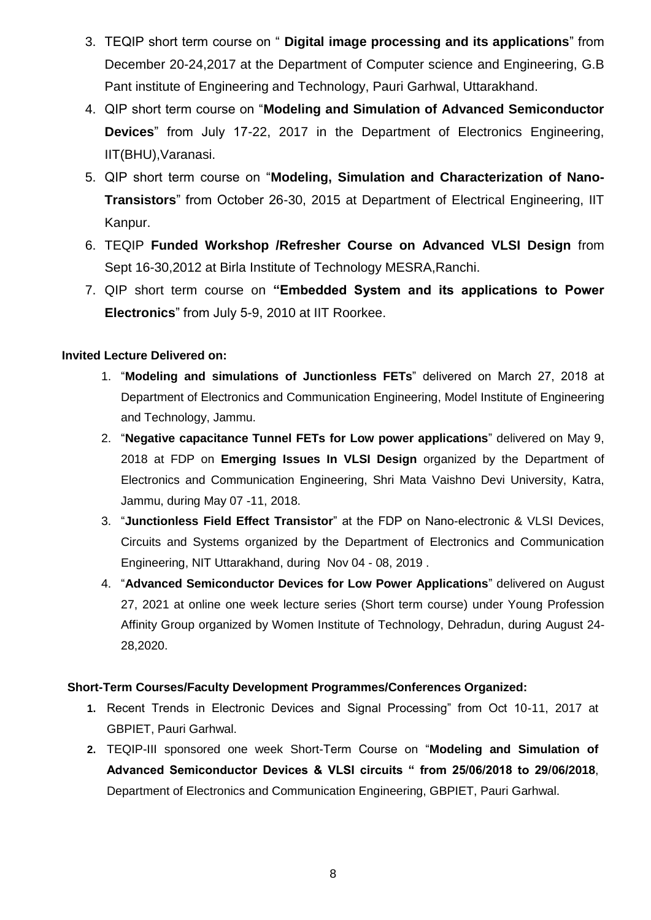3. TEQIP short term course on " **Digital image processing and its applications**" from December 20-24,2017 at the Department of Computer science and Engineering, G.B Pant institute of Engineering and Technology, Pauri Garhwal, Uttarakhand.
4. QIP short term course on "**Modeling and Simulation of Advanced Semiconductor Devices**" from July 17-22, 2017 in the Department of Electronics Engineering, IIT(BHU),Varanasi.
5. QIP short term course on "**Modeling, Simulation and Characterization of Nano-Transistors**" from October 26-30, 2015 at Department of Electrical Engineering, IIT Kanpur.
6. TEQIP **Funded Workshop /Refresher Course on Advanced VLSI Design** from Sept 16-30,2012 at Birla Institute of Technology MESRA,Ranchi.
7. QIP short term course on **"Embedded System and its applications to Power Electronics**" from July 5-9, 2010 at IIT Roorkee.

**Invited Lecture Delivered on:**

1. "**Modeling and simulations of Junctionless FETs**" delivered on March 27, 2018 at Department of Electronics and Communication Engineering, Model Institute of Engineering and Technology, Jammu.
2. "**Negative capacitance Tunnel FETs for Low power applications**" delivered on May 9, 2018 at FDP on **Emerging Issues In VLSI Design** organized by the Department of Electronics and Communication Engineering, Shri Mata Vaishno Devi University, Katra, Jammu, during May 07 -11, 2018.
3. "**Junctionless Field Effect Transistor**" at the FDP on Nano-electronic & VLSI Devices, Circuits and Systems organized by the Department of Electronics and Communication Engineering, NIT Uttarakhand, during Nov 04 - 08, 2019 .
4. "**Advanced Semiconductor Devices for Low Power Applications**" delivered on August 27, 2021 at online one week lecture series (Short term course) under Young Profession Affinity Group organized by Women Institute of Technology, Dehradun, during August 24-28,2020.

**Short-Term Courses/Faculty Development Programmes/Conferences Organized:**

1. Recent Trends in Electronic Devices and Signal Processing" from Oct 10-11, 2017 at GBPIET, Pauri Garhwal.
2. TEQIP-III sponsored one week Short-Term Course on "**Modeling and Simulation of Advanced Semiconductor Devices & VLSI circuits " from 25/06/2018 to 29/06/2018**, Department of Electronics and Communication Engineering, GBPIET, Pauri Garhwal.